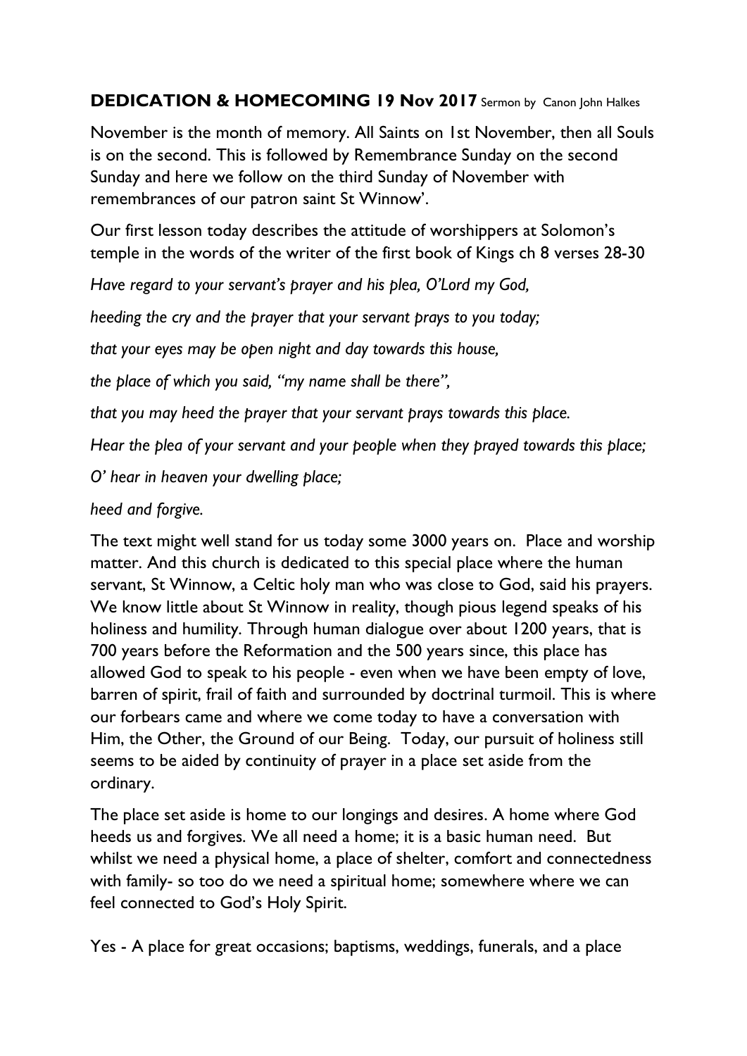**DEDICATION & HOMECOMING 19 Nov 2017** Sermon by Canon John Halkes

November is the month of memory. All Saints on 1st November, then all Souls is on the second. This is followed by Remembrance Sunday on the second Sunday and here we follow on the third Sunday of November with remembrances of our patron saint St Winnow'.

Our first lesson today describes the attitude of worshippers at Solomon's temple in the words of the writer of the first book of Kings ch 8 verses 28-30

*Have regard to your servant's prayer and his plea, O'Lord my God,*

*heeding the cry and the prayer that your servant prays to you today;*

*that your eyes may be open night and day towards this house,*

*the place of which you said, "my name shall be there",*

*that you may heed the prayer that your servant prays towards this place.*

*Hear the plea of your servant and your people when they prayed towards this place;*

*O' hear in heaven your dwelling place;*

*heed and forgive.*

The text might well stand for us today some 3000 years on. Place and worship matter. And this church is dedicated to this special place where the human servant, St Winnow, a Celtic holy man who was close to God, said his prayers. We know little about St Winnow in reality, though pious legend speaks of his holiness and humility. Through human dialogue over about 1200 years, that is 700 years before the Reformation and the 500 years since, this place has allowed God to speak to his people - even when we have been empty of love, barren of spirit, frail of faith and surrounded by doctrinal turmoil. This is where our forbears came and where we come today to have a conversation with Him, the Other, the Ground of our Being. Today, our pursuit of holiness still seems to be aided by continuity of prayer in a place set aside from the ordinary.

The place set aside is home to our longings and desires. A home where God heeds us and forgives. We all need a home; it is a basic human need. But whilst we need a physical home, a place of shelter, comfort and connectedness with family- so too do we need a spiritual home; somewhere where we can feel connected to God's Holy Spirit.

Yes - A place for great occasions; baptisms, weddings, funerals, and a place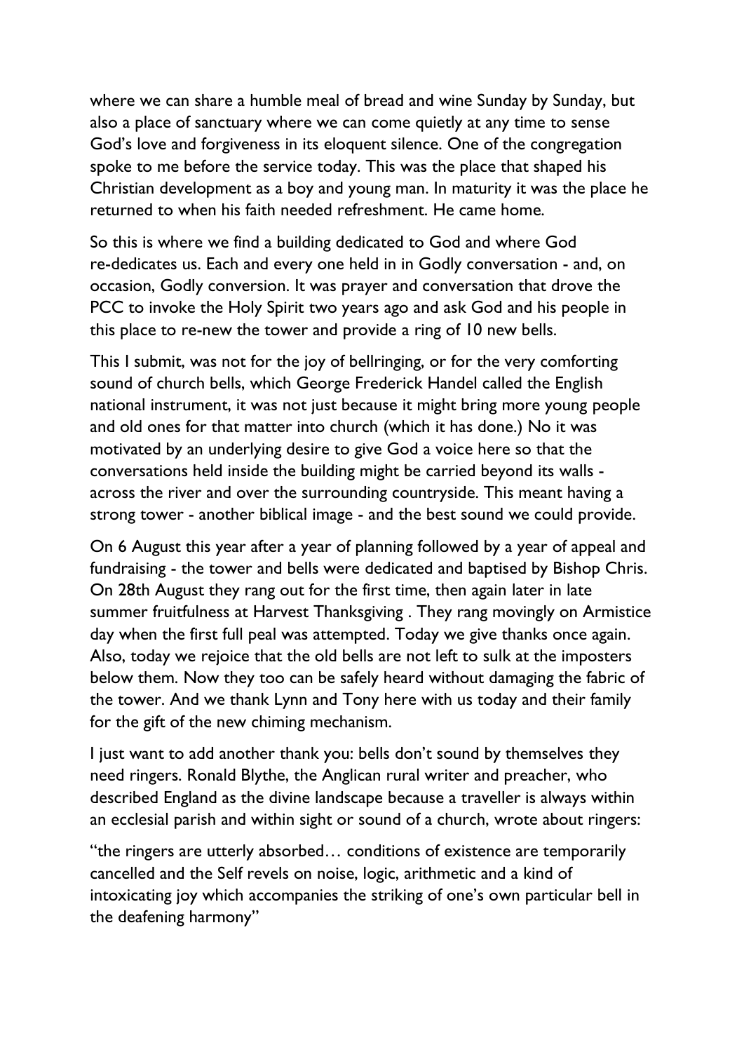where we can share a humble meal of bread and wine Sunday by Sunday, but also a place of sanctuary where we can come quietly at any time to sense God's love and forgiveness in its eloquent silence. One of the congregation spoke to me before the service today. This was the place that shaped his Christian development as a boy and young man. In maturity it was the place he returned to when his faith needed refreshment. He came home.

So this is where we find a building dedicated to God and where God re-dedicates us. Each and every one held in in Godly conversation - and, on occasion, Godly conversion. It was prayer and conversation that drove the PCC to invoke the Holy Spirit two years ago and ask God and his people in this place to re-new the tower and provide a ring of 10 new bells.

This I submit, was not for the joy of bellringing, or for the very comforting sound of church bells, which George Frederick Handel called the English national instrument, it was not just because it might bring more young people and old ones for that matter into church (which it has done.) No it was motivated by an underlying desire to give God a voice here so that the conversations held inside the building might be carried beyond its walls - across the river and over the surrounding countryside. This meant having a strong tower - another biblical image - and the best sound we could provide.

On 6 August this year after a year of planning followed by a year of appeal and fundraising - the tower and bells were dedicated and baptised by Bishop Chris. On 28th August they rang out for the first time, then again later in late summer fruitfulness at Harvest Thanksgiving . They rang movingly on Armistice day when the first full peal was attempted. Today we give thanks once again. Also, today we rejoice that the old bells are not left to sulk at the imposters below them. Now they too can be safely heard without damaging the fabric of the tower. And we thank Lynn and Tony here with us today and their family for the gift of the new chiming mechanism.

I just want to add another thank you: bells don't sound by themselves they need ringers. Ronald Blythe, the Anglican rural writer and preacher, who described England as the divine landscape because a traveller is always within an ecclesial parish and within sight or sound of a church, wrote about ringers:

"the ringers are utterly absorbed… conditions of existence are temporarily cancelled and the Self revels on noise, logic, arithmetic and a kind of intoxicating joy which accompanies the striking of one's own particular bell in the deafening harmony"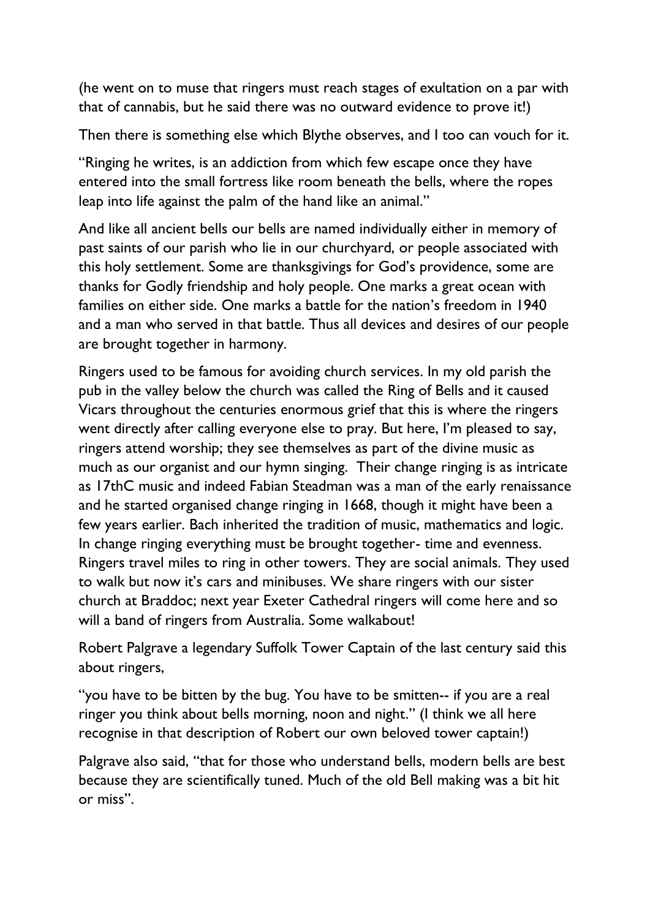(he went on to muse that ringers must reach stages of exultation on a par with that of cannabis, but he said there was no outward evidence to prove it!)

Then there is something else which Blythe observes, and I too can vouch for it.

"Ringing he writes, is an addiction from which few escape once they have entered into the small fortress like room beneath the bells, where the ropes leap into life against the palm of the hand like an animal."

And like all ancient bells our bells are named individually either in memory of past saints of our parish who lie in our churchyard, or people associated with this holy settlement. Some are thanksgivings for God's providence, some are thanks for Godly friendship and holy people. One marks a great ocean with families on either side. One marks a battle for the nation's freedom in 1940 and a man who served in that battle. Thus all devices and desires of our people are brought together in harmony.

Ringers used to be famous for avoiding church services. In my old parish the pub in the valley below the church was called the Ring of Bells and it caused Vicars throughout the centuries enormous grief that this is where the ringers went directly after calling everyone else to pray. But here, I'm pleased to say, ringers attend worship; they see themselves as part of the divine music as much as our organist and our hymn singing. Their change ringing is as intricate as 17thC music and indeed Fabian Steadman was a man of the early renaissance and he started organised change ringing in 1668, though it might have been a few years earlier. Bach inherited the tradition of music, mathematics and logic. In change ringing everything must be brought together- time and evenness. Ringers travel miles to ring in other towers. They are social animals. They used to walk but now it's cars and minibuses. We share ringers with our sister church at Braddoc; next year Exeter Cathedral ringers will come here and so will a band of ringers from Australia. Some walkabout!

Robert Palgrave a legendary Suffolk Tower Captain of the last century said this about ringers,

"you have to be bitten by the bug. You have to be smitten-- if you are a real ringer you think about bells morning, noon and night." (I think we all here recognise in that description of Robert our own beloved tower captain!)

Palgrave also said, "that for those who understand bells, modern bells are best because they are scientifically tuned. Much of the old Bell making was a bit hit or miss".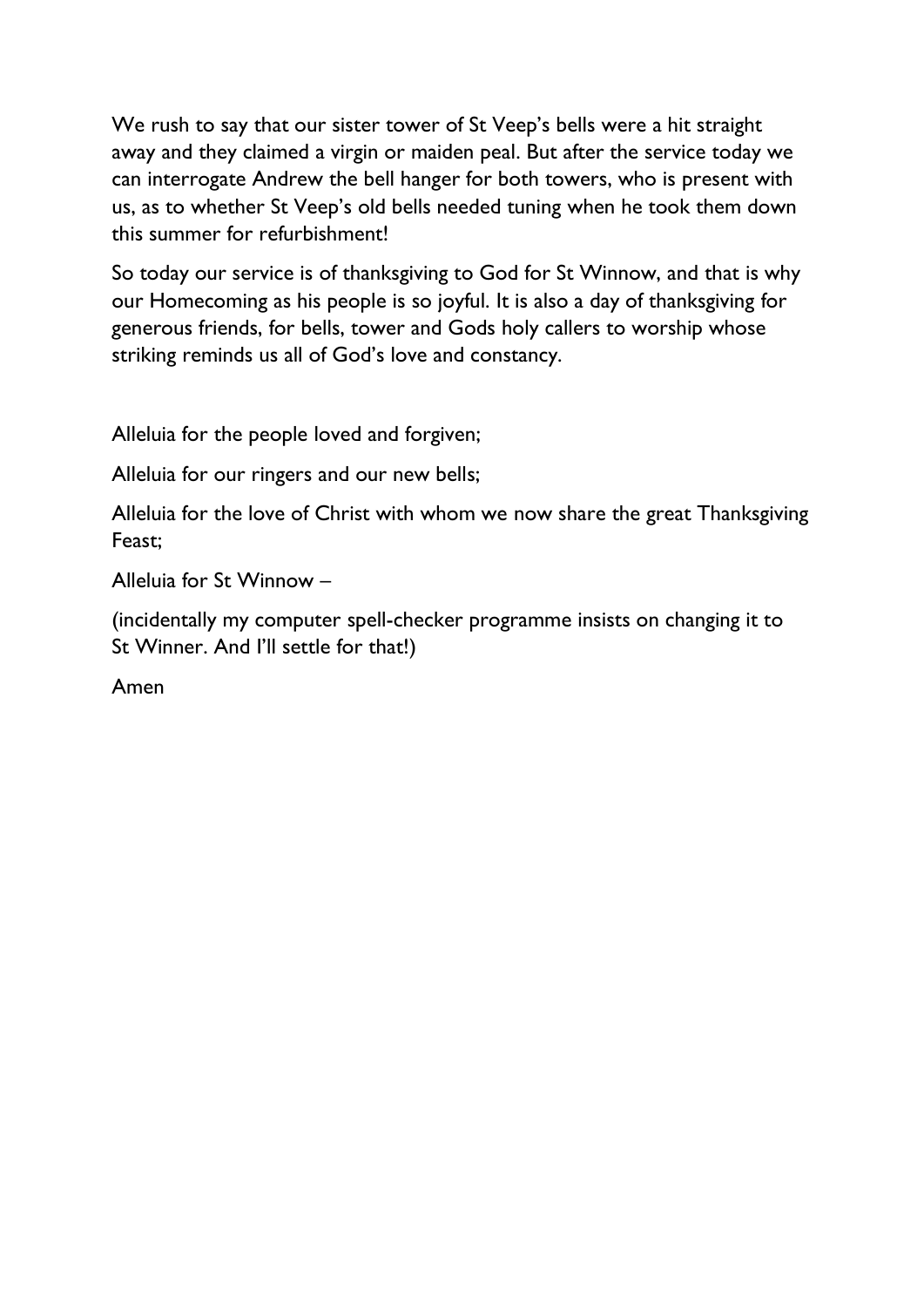We rush to say that our sister tower of St Veep's bells were a hit straight away and they claimed a virgin or maiden peal. But after the service today we can interrogate Andrew the bell hanger for both towers, who is present with us, as to whether St Veep's old bells needed tuning when he took them down this summer for refurbishment!

So today our service is of thanksgiving to God for St Winnow, and that is why our Homecoming as his people is so joyful. It is also a day of thanksgiving for generous friends, for bells, tower and Gods holy callers to worship whose striking reminds us all of God's love and constancy.

Alleluia for the people loved and forgiven;

Alleluia for our ringers and our new bells;

Alleluia for the love of Christ with whom we now share the great Thanksgiving Feast;

Alleluia for St Winnow –

(incidentally my computer spell-checker programme insists on changing it to St Winner. And I'll settle for that!)

Amen